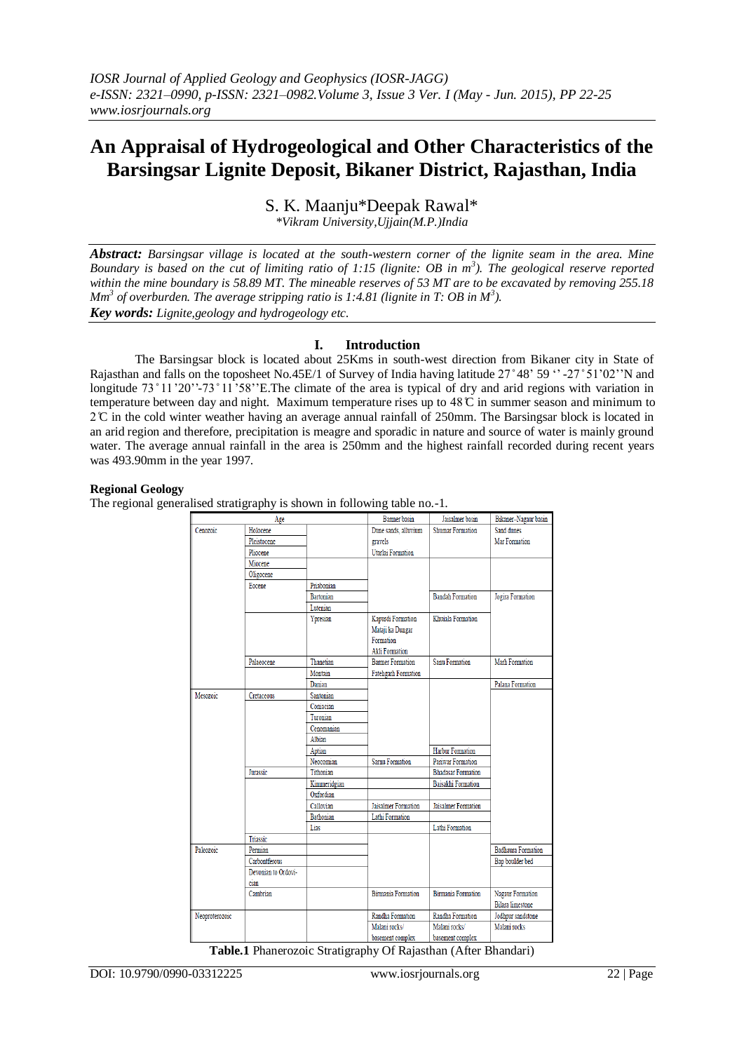# An Appraisal of Hydrogeological and Other Characteristics of the Barsingsar Lignite Deposit, Bikaner District, Rajasthan, India

S. K. Maanju*Deepak Rawal*

*Vikram University,Ujjain(M.P.)India*

***Abstract:*** *Barsingsar village is located at the south-western corner of the lignite seam in the area. Mine Boundary is based on the cut of limiting ratio of 1:15 (lignite: OB in $m^3$). The geological reserve reported within the mine boundary is 58.89 MT. The mineable reserves of 53 MT are to be excavated by removing 255.18 $Mm^3$ of overburden. The average stripping ratio is 1:4.81 (lignite in T: OB in $M^3$).*

***Key words:*** *Lignite,geology and hydrogeology etc.*

## I. Introduction

The Barsingsar block is located about 25Kms in south-west direction from Bikaner city in State of Rajasthan and falls on the toposheet No.45E/1 of Survey of India having latitude 27˚48' 59 '' -27˚51'02''N and longitude 73˚11'20''-73˚11'58''E.The climate of the area is typical of dry and arid regions with variation in temperature between day and night. Maximum temperature rises up to 48℃ in summer season and minimum to 2℃ in the cold winter weather having an average annual rainfall of 250mm. The Barsingsar block is located in an arid region and therefore, precipitation is meagre and sporadic in nature and source of water is mainly ground water. The average annual rainfall in the area is 250mm and the highest rainfall recorded during recent years was 493.90mm in the year 1997.

### Regional Geology

The regional generalised stratigraphy is shown in following table no.-1.

| Age | | | Barmer basin | Jaisalmer basin | Bikaner–Nagaur basin |
|---|---|---|---|---|---|
| Cenozoic | Holocene | | Dune sands, alluvium gravels | Shumar Formation | Sand dunes Mar Formation |
| | Pleistocene | | | | |
| | Pliocene | | Utarlai Formation | | |
| | Miocene | | | | |
| | Oligocene | | | | |
| | Eocene | Priabonian | | | |
| | | Bartonian | | Bandah Formation | Jogira Formation |
| | | Lutenian | | | |
| | | Ypresian | Kapurdi Formation Mataji ka Dungar Formation Akli Formation | Khuiala Formation | |
| | Palaeocene | Thanetian | Barmer Formation | Sanu Formation | Marh Formation |
| | | Montain | Fatehgarh Formation | | |
| | | Danian | | | Palana Formation |
| Mesozoic | Cretaceous | Santonian | | | |
| | | Coniacian | | | |
| | | Turonian | | | |
| | | Cenomanian | | | |
| | | Albian | | | |
| | | Aptian | | Habur Formation | |
| | | Neocomian | Sarnu Formation | Pariwar Formation | |
| | Jurassic | Tithonian | | Bhadasar Formation | |
| | | Kimmeridgian | | Baisakhi Formation | |
| | | Oxfordian | | | |
| | | Callovian | Jaisalmer Formation | Jaisalmer Formation | |
| | | Bathonian | Lathi Formation | | |
| | | Lias | | Lathi Formation | |
| | Triassic | | | | |
| Paleozoic | Permian | | | | Badhaura Formation |
| | Carboniferous | | | | Bap boulder bed |
| | Devonian to Ordovician | | | | |
| | Cambrian | | Birmania Formation | Birmania Formation | Nagaur Formation Bilara limestone |
| Neoproterozoic | | | Randha Formation | Randha Formation | Jodhpur sandstone |
| | | | Malani rocks/ basement complex | Malani rocks/ basement complex | Malani rocks |

**Table.1** Phanerozoic Stratigraphy Of Rajasthan (After Bhandari)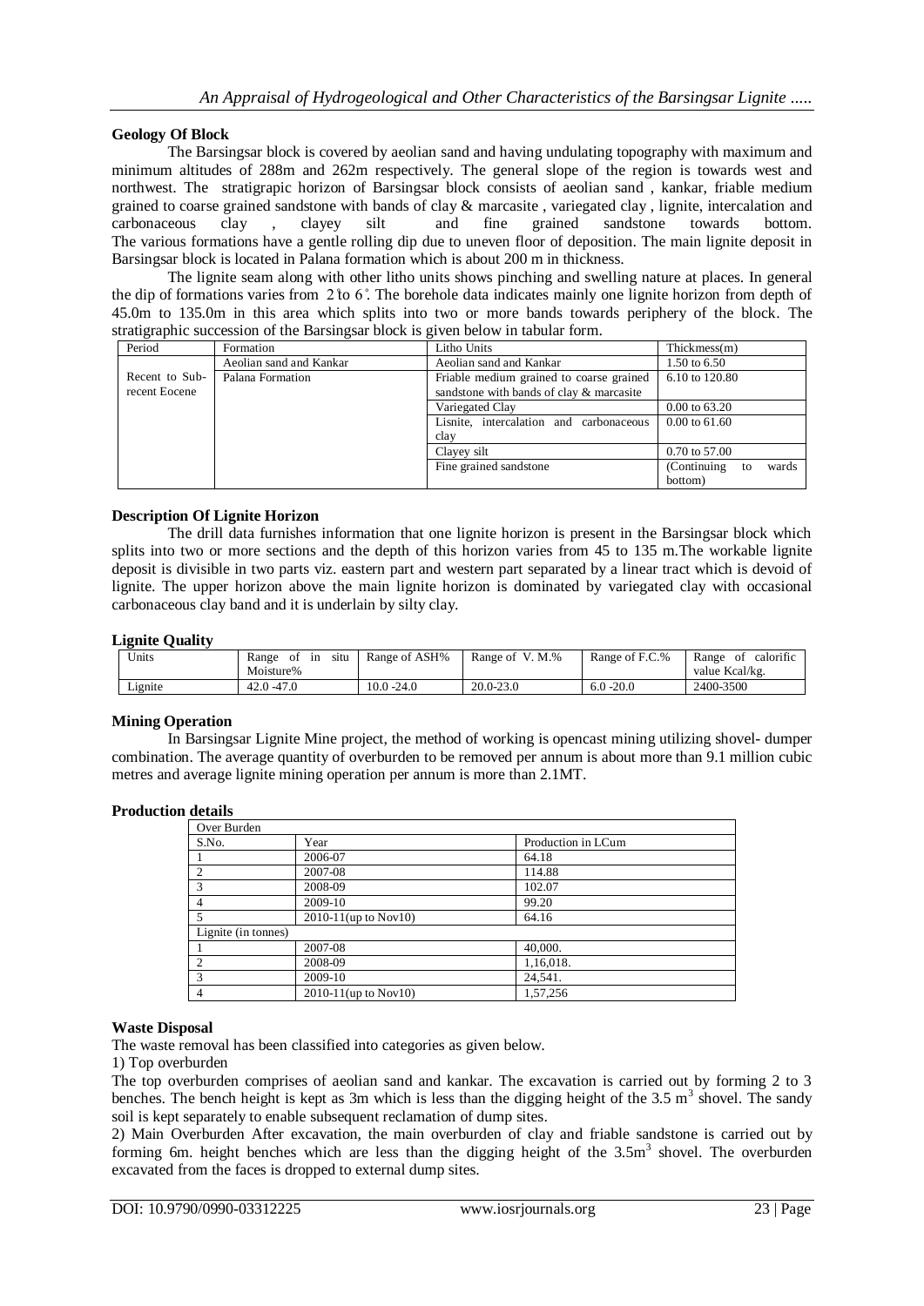### Geology Of Block

The Barsingsar block is covered by aeolian sand and having undulating topography with maximum and minimum altitudes of 288m and 262m respectively. The general slope of the region is towards west and northwest. The stratigrapic horizon of Barsingsar block consists of aeolian sand , kankar, friable medium grained to coarse grained sandstone with bands of clay & marcasite , variegated clay , lignite, intercalation and carbonaceous clay , clayey silt and fine grained sandstone towards bottom. The various formations have a gentle rolling dip due to uneven floor of deposition. The main lignite deposit in Barsingsar block is located in Palana formation which is about 200 m in thickness.

The lignite seam along with other litho units shows pinching and swelling nature at places. In general the dip of formations varies from 2°to 6°. The borehole data indicates mainly one lignite horizon from depth of 45.0m to 135.0m in this area which splits into two or more bands towards periphery of the block. The stratigraphic succession of the Barsingsar block is given below in tabular form.

| Period | Formation | Litho Units | Thickmess(m) |
|---|---|---|---|
| | Aeolian sand and Kankar | Aeolian sand and Kankar | 1.50 to 6.50 |
| Recent to Sub-recent Eocene | Palana Formation | Friable medium grained to coarse grained sandstone with bands of clay & marcasite | 6.10 to 120.80 |
| | | Variegated Clay | 0.00 to 63.20 |
| | | Lisnite, intercalation and carbonaceous clay | 0.00 to 61.60 |
| | | Clayey silt | 0.70 to 57.00 |
| | | Fine grained sandstone | (Continuing to wards bottom) |

### Description Of Lignite Horizon

The drill data furnishes information that one lignite horizon is present in the Barsingsar block which splits into two or more sections and the depth of this horizon varies from 45 to 135 m.The workable lignite deposit is divisible in two parts viz. eastern part and western part separated by a linear tract which is devoid of lignite. The upper horizon above the main lignite horizon is dominated by variegated clay with occasional carbonaceous clay band and it is underlain by silty clay.

### Lignite Quality

| Units | Range of in situ Moisture% | Range of ASH% | Range of V. M.% | Range of F.C.% | Range of calorific value Kcal/kg. |
|---|---|---|---|---|---|
| Lignite | 42.0 -47.0 | 10.0 -24.0 | 20.0-23.0 | 6.0 -20.0 | 2400-3500 |

### Mining Operation

In Barsingsar Lignite Mine project, the method of working is opencast mining utilizing shovel- dumper combination. The average quantity of overburden to be removed per annum is about more than 9.1 million cubic metres and average lignite mining operation per annum is more than 2.1MT.

### Production details

| Over Burden | | |
|---|---|---|
| S.No. | Year | Production in LCum |
| 1 | 2006-07 | 64.18 |
| 2 | 2007-08 | 114.88 |
| 3 | 2008-09 | 102.07 |
| 4 | 2009-10 | 99.20 |
| 5 | 2010-11(up to Nov10) | 64.16 |
| Lignite (in tonnes) | | |
| 1 | 2007-08 | 40,000. |
| 2 | 2008-09 | 1,16,018. |
| 3 | 2009-10 | 24,541. |
| 4 | 2010-11(up to Nov10) | 1,57,256 |

### Waste Disposal

The waste removal has been classified into categories as given below.

1) Top overburden

The top overburden comprises of aeolian sand and kankar. The excavation is carried out by forming 2 to 3 benches. The bench height is kept as 3m which is less than the digging height of the 3.5 $m^3$ shovel. The sandy soil is kept separately to enable subsequent reclamation of dump sites.

2) Main Overburden After excavation, the main overburden of clay and friable sandstone is carried out by forming 6m. height benches which are less than the digging height of the 3.5$m^3$ shovel. The overburden excavated from the faces is dropped to external dump sites.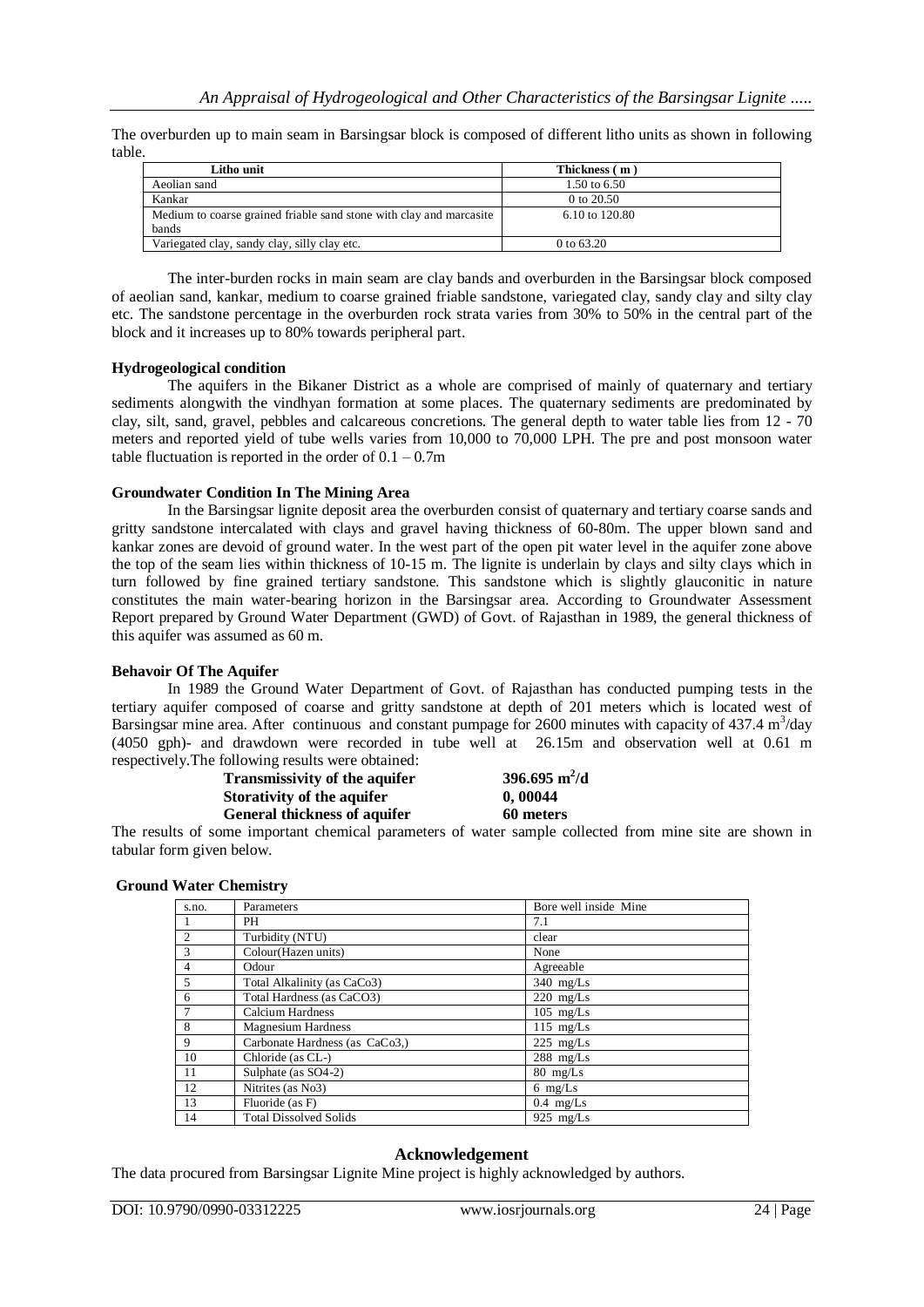The overburden up to main seam in Barsingsar block is composed of different litho units as shown in following table.

| Litho unit | Thickness ( m ) |
|---|---|
| Aeolian sand | 1.50 to 6.50 |
| Kankar | 0 to 20.50 |
| Medium to coarse grained friable sand stone with clay and marcasite bands | 6.10 to 120.80 |
| Variegated clay, sandy clay, silly clay etc. | 0 to 63.20 |

The inter-burden rocks in main seam are clay bands and overburden in the Barsingsar block composed of aeolian sand, kankar, medium to coarse grained friable sandstone, variegated clay, sandy clay and silty clay etc. The sandstone percentage in the overburden rock strata varies from 30% to 50% in the central part of the block and it increases up to 80% towards peripheral part.

**Hydrogeological condition**

The aquifers in the Bikaner District as a whole are comprised of mainly of quaternary and tertiary sediments alongwith the vindhyan formation at some places. The quaternary sediments are predominated by clay, silt, sand, gravel, pebbles and calcareous concretions. The general depth to water table lies from 12 - 70 meters and reported yield of tube wells varies from 10,000 to 70,000 LPH. The pre and post monsoon water table fluctuation is reported in the order of 0.1 – 0.7m

**Groundwater Condition In The Mining Area**

In the Barsingsar lignite deposit area the overburden consist of quaternary and tertiary coarse sands and gritty sandstone intercalated with clays and gravel having thickness of 60-80m. The upper blown sand and kankar zones are devoid of ground water. In the west part of the open pit water level in the aquifer zone above the top of the seam lies within thickness of 10-15 m. The lignite is underlain by clays and silty clays which in turn followed by fine grained tertiary sandstone. This sandstone which is slightly glauconitic in nature constitutes the main water-bearing horizon in the Barsingsar area. According to Groundwater Assessment Report prepared by Ground Water Department (GWD) of Govt. of Rajasthan in 1989, the general thickness of this aquifer was assumed as 60 m.

**Behavoir Of The Aquifer**

In 1989 the Ground Water Department of Govt. of Rajasthan has conducted pumping tests in the tertiary aquifer composed of coarse and gritty sandstone at depth of 201 meters which is located west of Barsingsar mine area. After continuous and constant pumpage for 2600 minutes with capacity of 437.4 $m^3$/day (4050 gph)- and drawdown were recorded in tube well at 26.15m and observation well at 0.61 m respectively.The following results were obtained:

| | |
|---|---|
| **Transmissivity of the aquifer** | **396.695 $m^2$/d** |
| **Storativity of the aquifer** | **0, 00044** |
| **General thickness of aquifer** | **60 meters** |

The results of some important chemical parameters of water sample collected from mine site are shown in tabular form given below.

**Ground Water Chemistry**

| s.no. | Parameters | Bore well inside Mine |
|---|---|---|
| 1 | PH | 7.1 |
| 2 | Turbidity (NTU) | clear |
| 3 | Colour(Hazen units) | None |
| 4 | Odour | Agreeable |
| 5 | Total Alkalinity (as CaCo3) | 340 mg/Ls |
| 6 | Total Hardness (as CaCO3) | 220 mg/Ls |
| 7 | Calcium Hardness | 105 mg/Ls |
| 8 | Magnesium Hardness | 115 mg/Ls |
| 9 | Carbonate Hardness (as CaCo3,) | 225 mg/Ls |
| 10 | Chloride (as CL-) | 288 mg/Ls |
| 11 | Sulphate (as SO4-2) | 80 mg/Ls |
| 12 | Nitrites (as No3) | 6 mg/Ls |
| 13 | Fluoride (as F) | 0.4 mg/Ls |
| 14 | Total Dissolved Solids | 925 mg/Ls |

## Acknowledgement

The data procured from Barsingsar Lignite Mine project is highly acknowledged by authors.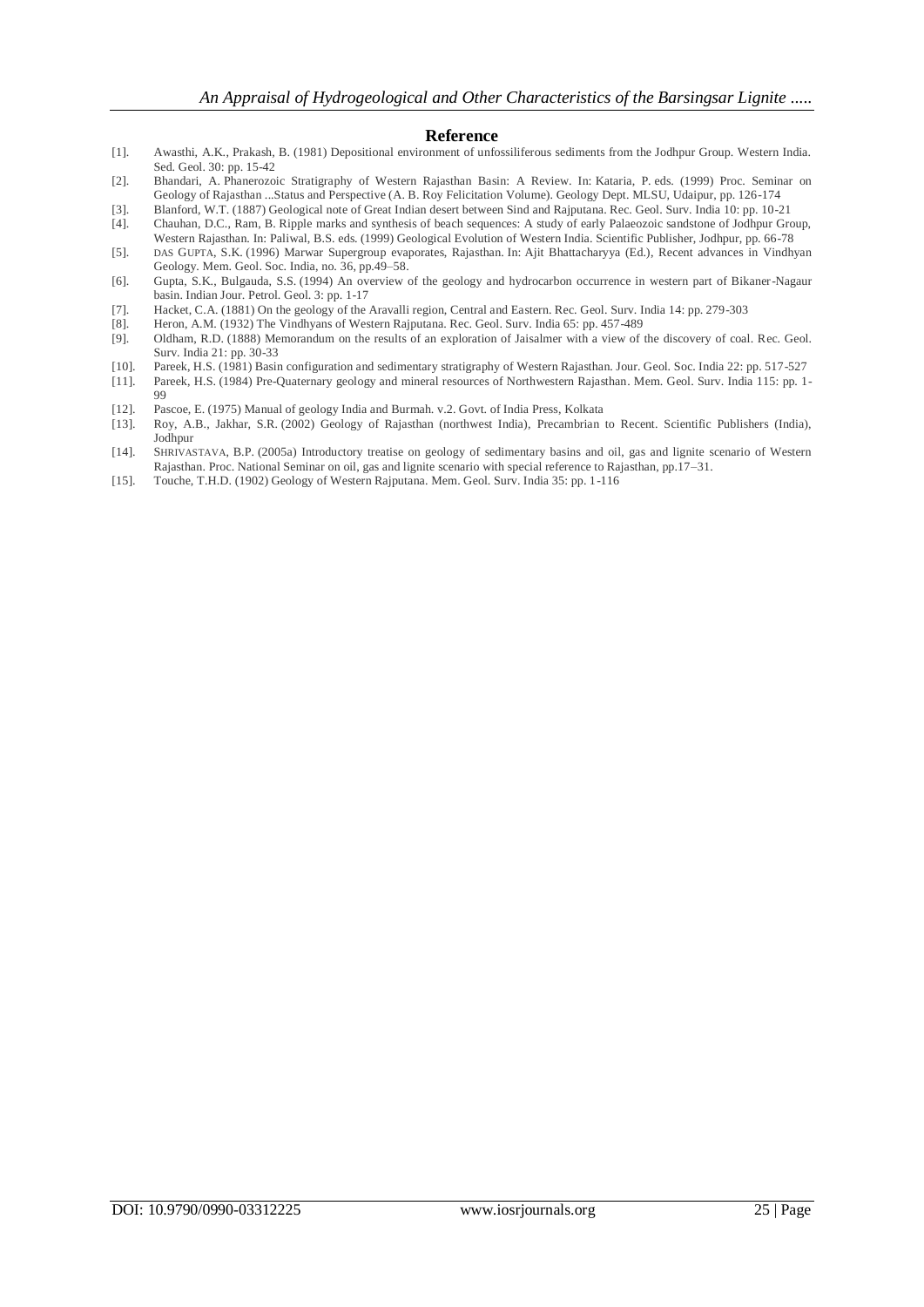## Reference

[1]. Awasthi, A.K., Prakash, B. (1981) Depositional environment of unfossiliferous sediments from the Jodhpur Group. Western India. Sed. Geol. 30: pp. 15-42

[2]. Bhandari, A. Phanerozoic Stratigraphy of Western Rajasthan Basin: A Review. In: Kataria, P. eds. (1999) Proc. Seminar on Geology of Rajasthan ...Status and Perspective (A. B. Roy Felicitation Volume). Geology Dept. MLSU, Udaipur, pp. 126-174

[3]. Blanford, W.T. (1887) Geological note of Great Indian desert between Sind and Rajputana. Rec. Geol. Surv. India 10: pp. 10-21

[4]. Chauhan, D.C., Ram, B. Ripple marks and synthesis of beach sequences: A study of early Palaeozoic sandstone of Jodhpur Group, Western Rajasthan. In: Paliwal, B.S. eds. (1999) Geological Evolution of Western India. Scientific Publisher, Jodhpur, pp. 66-78

[5]. DAS GUPTA, S.K. (1996) Marwar Supergroup evaporates, Rajasthan. In: Ajit Bhattacharyya (Ed.), Recent advances in Vindhyan Geology. Mem. Geol. Soc. India, no. 36, pp.49–58.

[6]. Gupta, S.K., Bulgauda, S.S. (1994) An overview of the geology and hydrocarbon occurrence in western part of Bikaner-Nagaur basin. Indian Jour. Petrol. Geol. 3: pp. 1-17

[7]. Hacket, C.A. (1881) On the geology of the Aravalli region, Central and Eastern. Rec. Geol. Surv. India 14: pp. 279-303

[8]. Heron, A.M. (1932) The Vindhyans of Western Rajputana. Rec. Geol. Surv. India 65: pp. 457-489

[9]. Oldham, R.D. (1888) Memorandum on the results of an exploration of Jaisalmer with a view of the discovery of coal. Rec. Geol. Surv. India 21: pp. 30-33

[10]. Pareek, H.S. (1981) Basin configuration and sedimentary stratigraphy of Western Rajasthan. Jour. Geol. Soc. India 22: pp. 517-527

[11]. Pareek, H.S. (1984) Pre-Quaternary geology and mineral resources of Northwestern Rajasthan. Mem. Geol. Surv. India 115: pp. 1-99

[12]. Pascoe, E. (1975) Manual of geology India and Burmah. v.2. Govt. of India Press, Kolkata

[13]. Roy, A.B., Jakhar, S.R. (2002) Geology of Rajasthan (northwest India), Precambrian to Recent. Scientific Publishers (India), Jodhpur

[14]. SHRIVASTAVA, B.P. (2005a) Introductory treatise on geology of sedimentary basins and oil, gas and lignite scenario of Western Rajasthan. Proc. National Seminar on oil, gas and lignite scenario with special reference to Rajasthan, pp.17–31.

[15]. Touche, T.H.D. (1902) Geology of Western Rajputana. Mem. Geol. Surv. India 35: pp. 1-116